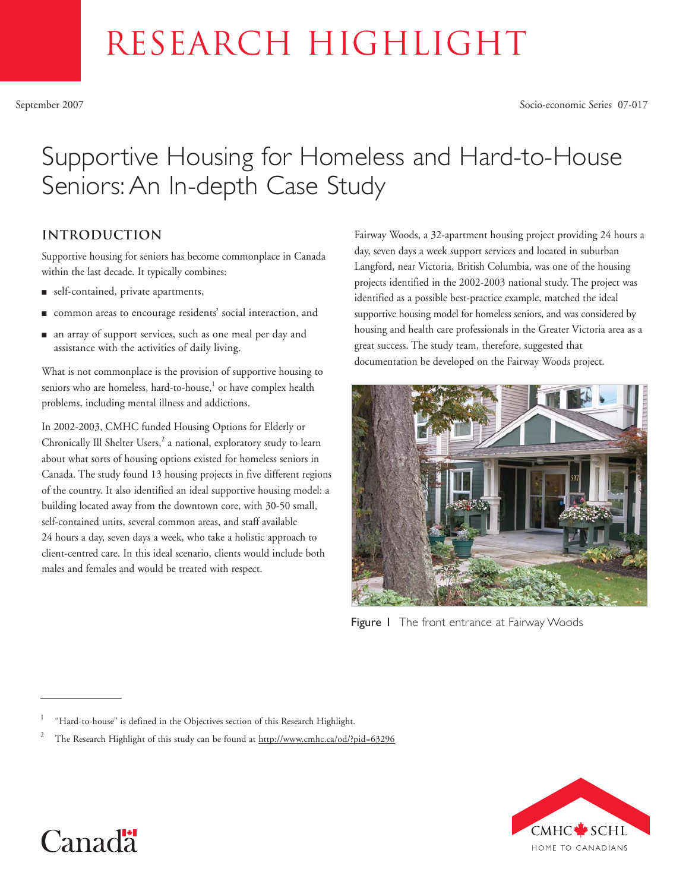# RESEARCH HIGHLIGHT

September 2007 Socio-economic Series 07-017

# Supportive Housing for Homeless and Hard-to-House Seniors: An In-depth Case Study

## INTRODUCTION

Supportive housing for seniors has become commonplace in Canada within the last decade. It typically combines:

- self-contained, private apartments,
- common areas to encourage residents' social interaction, and
- an array of support services, such as one meal per day and assistance with the activities of daily living.

What is not commonplace is the provision of supportive housing to seniors who are homeless, hard-to-house,[1] or have complex health problems, including mental illness and addictions.

In 2002-2003, CMHC funded Housing Options for Elderly or Chronically Ill Shelter Users,[2] a national, exploratory study to learn about what sorts of housing options existed for homeless seniors in Canada. The study found 13 housing projects in five different regions of the country. It also identified an ideal supportive housing model: a building located away from the downtown core, with 30-50 small, self-contained units, several common areas, and staff available 24 hours a day, seven days a week, who take a holistic approach to client-centred care. In this ideal scenario, clients would include both males and females and would be treated with respect.

Fairway Woods, a 32-apartment housing project providing 24 hours a day, seven days a week support services and located in suburban Langford, near Victoria, British Columbia, was one of the housing projects identified in the 2002-2003 national study. The project was identified as a possible best-practice example, matched the ideal supportive housing model for homeless seniors, and was considered by housing and health care professionals in the Greater Victoria area as a great success. The study team, therefore, suggested that documentation be developed on the Fairway Woods project.

Figure 1 The front entrance at Fairway Woods

---

[1] "Hard-to-house" is defined in the Objectives section of this Research Highlight.

[2] The Research Highlight of this study can be found at http://www.cmhc.ca/od/?pid=63296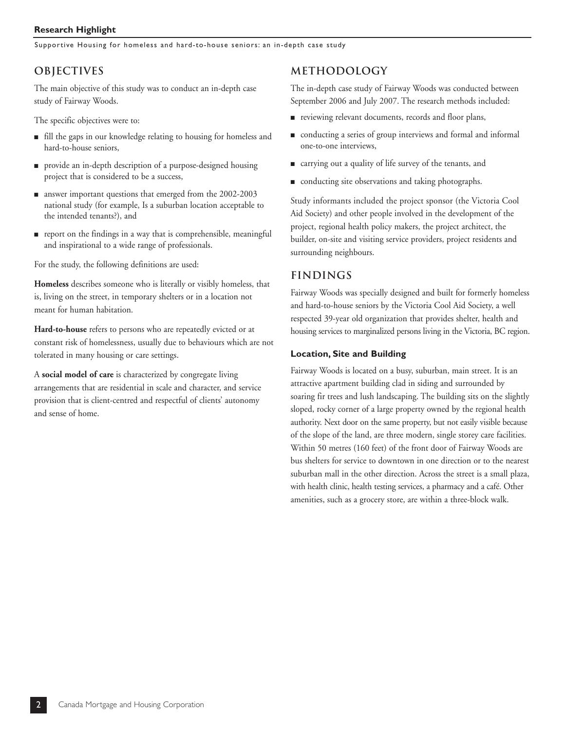## OBJECTIVES

The main objective of this study was to conduct an in-depth case study of Fairway Woods.

The specific objectives were to:

- fill the gaps in our knowledge relating to housing for homeless and hard-to-house seniors,
- provide an in-depth description of a purpose-designed housing project that is considered to be a success,
- answer important questions that emerged from the 2002-2003 national study (for example, Is a suburban location acceptable to the intended tenants?), and
- report on the findings in a way that is comprehensible, meaningful and inspirational to a wide range of professionals.

For the study, the following definitions are used:

**Homeless** describes someone who is literally or visibly homeless, that is, living on the street, in temporary shelters or in a location not meant for human habitation.

**Hard-to-house** refers to persons who are repeatedly evicted or at constant risk of homelessness, usually due to behaviours which are not tolerated in many housing or care settings.

A **social model of care** is characterized by congregate living arrangements that are residential in scale and character, and service provision that is client-centred and respectful of clients' autonomy and sense of home.

## METHODOLOGY

The in-depth case study of Fairway Woods was conducted between September 2006 and July 2007. The research methods included:

- reviewing relevant documents, records and floor plans,
- conducting a series of group interviews and formal and informal one-to-one interviews,
- carrying out a quality of life survey of the tenants, and
- conducting site observations and taking photographs.

Study informants included the project sponsor (the Victoria Cool Aid Society) and other people involved in the development of the project, regional health policy makers, the project architect, the builder, on-site and visiting service providers, project residents and surrounding neighbours.

## FINDINGS

Fairway Woods was specially designed and built for formerly homeless and hard-to-house seniors by the Victoria Cool Aid Society, a well respected 39-year old organization that provides shelter, health and housing services to marginalized persons living in the Victoria, BC region.

### Location, Site and Building

Fairway Woods is located on a busy, suburban, main street. It is an attractive apartment building clad in siding and surrounded by soaring fir trees and lush landscaping. The building sits on the slightly sloped, rocky corner of a large property owned by the regional health authority. Next door on the same property, but not easily visible because of the slope of the land, are three modern, single storey care facilities. Within 50 metres (160 feet) of the front door of Fairway Woods are bus shelters for service to downtown in one direction or to the nearest suburban mall in the other direction. Across the street is a small plaza, with health clinic, health testing services, a pharmacy and a café. Other amenities, such as a grocery store, are within a three-block walk.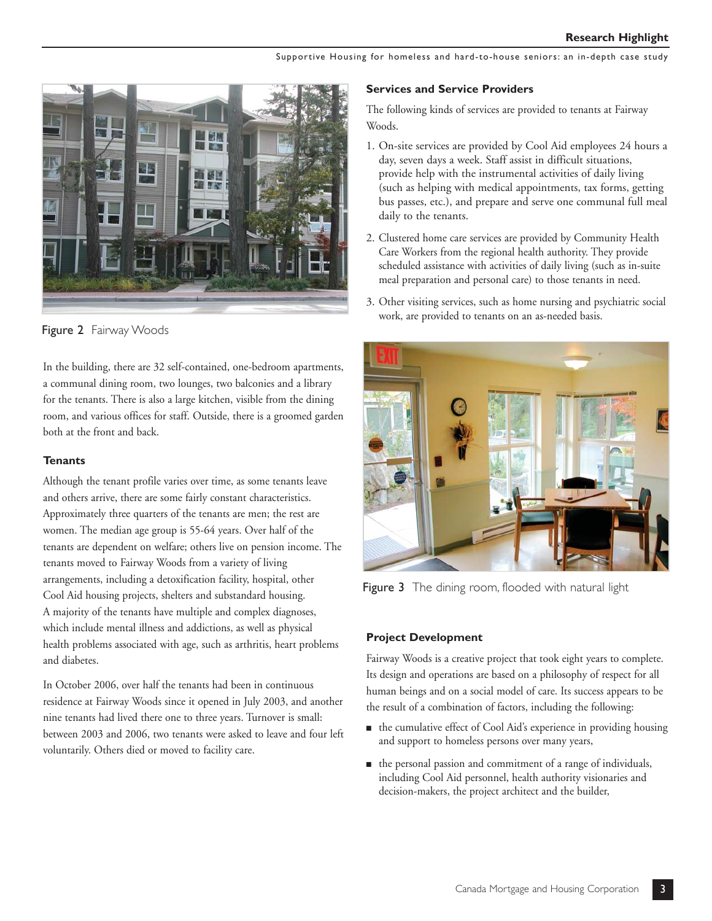Figure 2 Fairway Woods

In the building, there are 32 self-contained, one-bedroom apartments, a communal dining room, two lounges, two balconies and a library for the tenants. There is also a large kitchen, visible from the dining room, and various offices for staff. Outside, there is a groomed garden both at the front and back.

### Tenants

Although the tenant profile varies over time, as some tenants leave and others arrive, there are some fairly constant characteristics. Approximately three quarters of the tenants are men; the rest are women. The median age group is 55-64 years. Over half of the tenants are dependent on welfare; others live on pension income. The tenants moved to Fairway Woods from a variety of living arrangements, including a detoxification facility, hospital, other Cool Aid housing projects, shelters and substandard housing. A majority of the tenants have multiple and complex diagnoses, which include mental illness and addictions, as well as physical health problems associated with age, such as arthritis, heart problems and diabetes.

In October 2006, over half the tenants had been in continuous residence at Fairway Woods since it opened in July 2003, and another nine tenants had lived there one to three years. Turnover is small: between 2003 and 2006, two tenants were asked to leave and four left voluntarily. Others died or moved to facility care.

### Services and Service Providers

The following kinds of services are provided to tenants at Fairway Woods.

1. On-site services are provided by Cool Aid employees 24 hours a day, seven days a week. Staff assist in difficult situations, provide help with the instrumental activities of daily living (such as helping with medical appointments, tax forms, getting bus passes, etc.), and prepare and serve one communal full meal daily to the tenants.
2. Clustered home care services are provided by Community Health Care Workers from the regional health authority. They provide scheduled assistance with activities of daily living (such as in-suite meal preparation and personal care) to those tenants in need.
3. Other visiting services, such as home nursing and psychiatric social work, are provided to tenants on an as-needed basis.

Figure 3 The dining room, flooded with natural light

### Project Development

Fairway Woods is a creative project that took eight years to complete. Its design and operations are based on a philosophy of respect for all human beings and on a social model of care. Its success appears to be the result of a combination of factors, including the following:

- the cumulative effect of Cool Aid's experience in providing housing and support to homeless persons over many years,
- the personal passion and commitment of a range of individuals, including Cool Aid personnel, health authority visionaries and decision-makers, the project architect and the builder,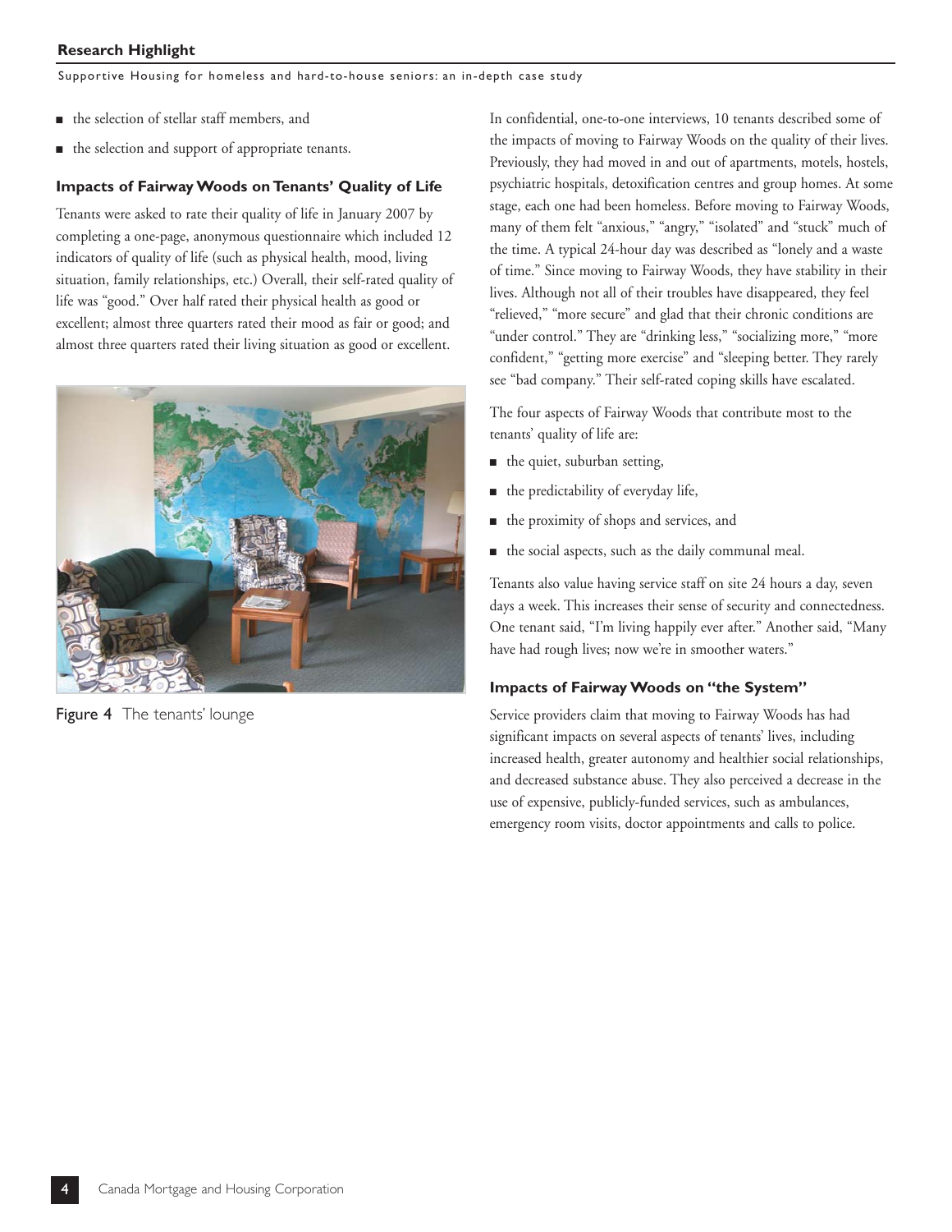- the selection of stellar staff members, and
- the selection and support of appropriate tenants.

### Impacts of Fairway Woods on Tenants' Quality of Life

Tenants were asked to rate their quality of life in January 2007 by completing a one-page, anonymous questionnaire which included 12 indicators of quality of life (such as physical health, mood, living situation, family relationships, etc.) Overall, their self-rated quality of life was "good." Over half rated their physical health as good or excellent; almost three quarters rated their mood as fair or good; and almost three quarters rated their living situation as good or excellent.

**Figure 4** The tenants' lounge

In confidential, one-to-one interviews, 10 tenants described some of the impacts of moving to Fairway Woods on the quality of their lives. Previously, they had moved in and out of apartments, motels, hostels, psychiatric hospitals, detoxification centres and group homes. At some stage, each one had been homeless. Before moving to Fairway Woods, many of them felt "anxious," "angry," "isolated" and "stuck" much of the time. A typical 24-hour day was described as "lonely and a waste of time." Since moving to Fairway Woods, they have stability in their lives. Although not all of their troubles have disappeared, they feel "relieved," "more secure" and glad that their chronic conditions are "under control." They are "drinking less," "socializing more," "more confident," "getting more exercise" and "sleeping better. They rarely see "bad company." Their self-rated coping skills have escalated.

The four aspects of Fairway Woods that contribute most to the tenants' quality of life are:

- the quiet, suburban setting,
- the predictability of everyday life,
- the proximity of shops and services, and
- the social aspects, such as the daily communal meal.

Tenants also value having service staff on site 24 hours a day, seven days a week. This increases their sense of security and connectedness. One tenant said, "I'm living happily ever after." Another said, "Many have had rough lives; now we're in smoother waters."

### Impacts of Fairway Woods on "the System"

Service providers claim that moving to Fairway Woods has had significant impacts on several aspects of tenants' lives, including increased health, greater autonomy and healthier social relationships, and decreased substance abuse. They also perceived a decrease in the use of expensive, publicly-funded services, such as ambulances, emergency room visits, doctor appointments and calls to police.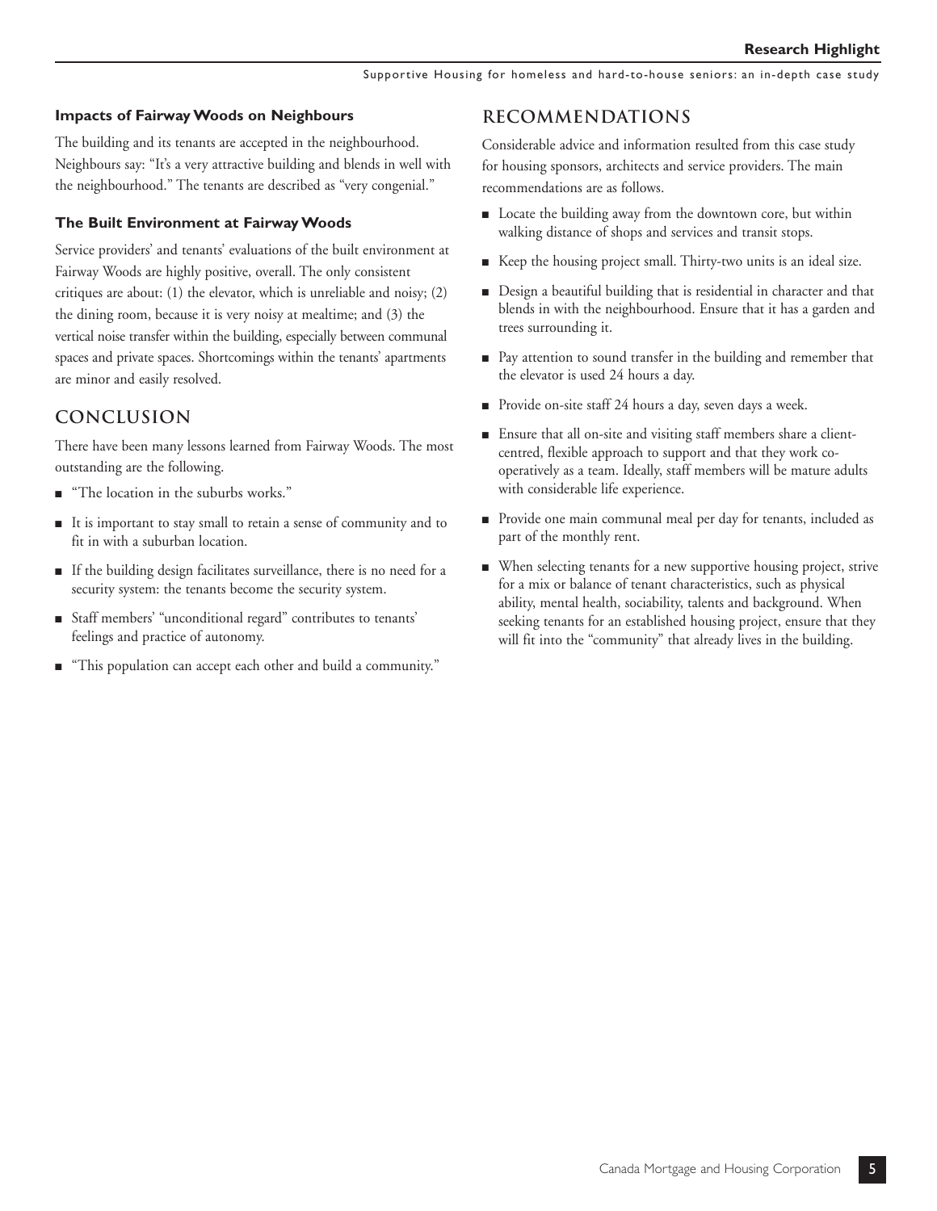### Impacts of Fairway Woods on Neighbours

The building and its tenants are accepted in the neighbourhood. Neighbours say: "It's a very attractive building and blends in well with the neighbourhood." The tenants are described as "very congenial."

### The Built Environment at Fairway Woods

Service providers' and tenants' evaluations of the built environment at Fairway Woods are highly positive, overall. The only consistent critiques are about: (1) the elevator, which is unreliable and noisy; (2) the dining room, because it is very noisy at mealtime; and (3) the vertical noise transfer within the building, especially between communal spaces and private spaces. Shortcomings within the tenants' apartments are minor and easily resolved.

## CONCLUSION

There have been many lessons learned from Fairway Woods. The most outstanding are the following.

- "The location in the suburbs works."
- It is important to stay small to retain a sense of community and to fit in with a suburban location.
- If the building design facilitates surveillance, there is no need for a security system: the tenants become the security system.
- Staff members' "unconditional regard" contributes to tenants' feelings and practice of autonomy.
- "This population can accept each other and build a community."

## RECOMMENDATIONS

Considerable advice and information resulted from this case study for housing sponsors, architects and service providers. The main recommendations are as follows.

- Locate the building away from the downtown core, but within walking distance of shops and services and transit stops.
- Keep the housing project small. Thirty-two units is an ideal size.
- Design a beautiful building that is residential in character and that blends in with the neighbourhood. Ensure that it has a garden and trees surrounding it.
- Pay attention to sound transfer in the building and remember that the elevator is used 24 hours a day.
- Provide on-site staff 24 hours a day, seven days a week.
- Ensure that all on-site and visiting staff members share a client-centred, flexible approach to support and that they work co-operatively as a team. Ideally, staff members will be mature adults with considerable life experience.
- Provide one main communal meal per day for tenants, included as part of the monthly rent.
- When selecting tenants for a new supportive housing project, strive for a mix or balance of tenant characteristics, such as physical ability, mental health, sociability, talents and background. When seeking tenants for an established housing project, ensure that they will fit into the "community" that already lives in the building.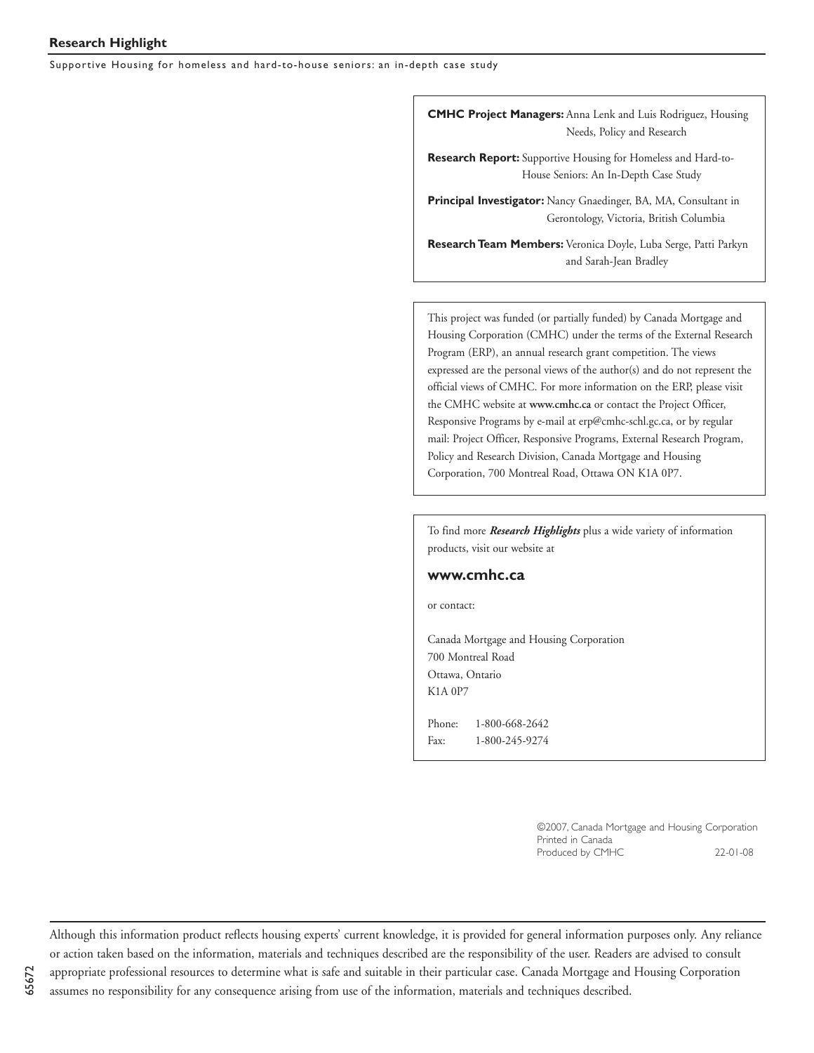**CMHC Project Managers:** Anna Lenk and Luis Rodriguez, Housing Needs, Policy and Research

**Research Report:** Supportive Housing for Homeless and Hard-to-House Seniors: An In-Depth Case Study

**Principal Investigator:** Nancy Gnaedinger, BA, MA, Consultant in Gerontology, Victoria, British Columbia

**Research Team Members:** Veronica Doyle, Luba Serge, Patti Parkyn and Sarah-Jean Bradley

This project was funded (or partially funded) by Canada Mortgage and Housing Corporation (CMHC) under the terms of the External Research Program (ERP), an annual research grant competition. The views expressed are the personal views of the author(s) and do not represent the official views of CMHC. For more information on the ERP, please visit the CMHC website at **www.cmhc.ca** or contact the Project Officer, Responsive Programs by e-mail at erp@cmhc-schl.gc.ca, or by regular mail: Project Officer, Responsive Programs, External Research Program, Policy and Research Division, Canada Mortgage and Housing Corporation, 700 Montreal Road, Ottawa ON K1A 0P7.

To find more ***Research Highlights*** plus a wide variety of information products, visit our website at

**www.cmhc.ca**

or contact:

Canada Mortgage and Housing Corporation
700 Montreal Road
Ottawa, Ontario
K1A 0P7

Phone: 1-800-668-2642
Fax: 1-800-245-9274

©2007, Canada Mortgage and Housing Corporation
Printed in Canada
Produced by CMHC 22-01-08

Although this information product reflects housing experts' current knowledge, it is provided for general information purposes only. Any reliance or action taken based on the information, materials and techniques described are the responsibility of the user. Readers are advised to consult appropriate professional resources to determine what is safe and suitable in their particular case. Canada Mortgage and Housing Corporation assumes no responsibility for any consequence arising from use of the information, materials and techniques described.

65672